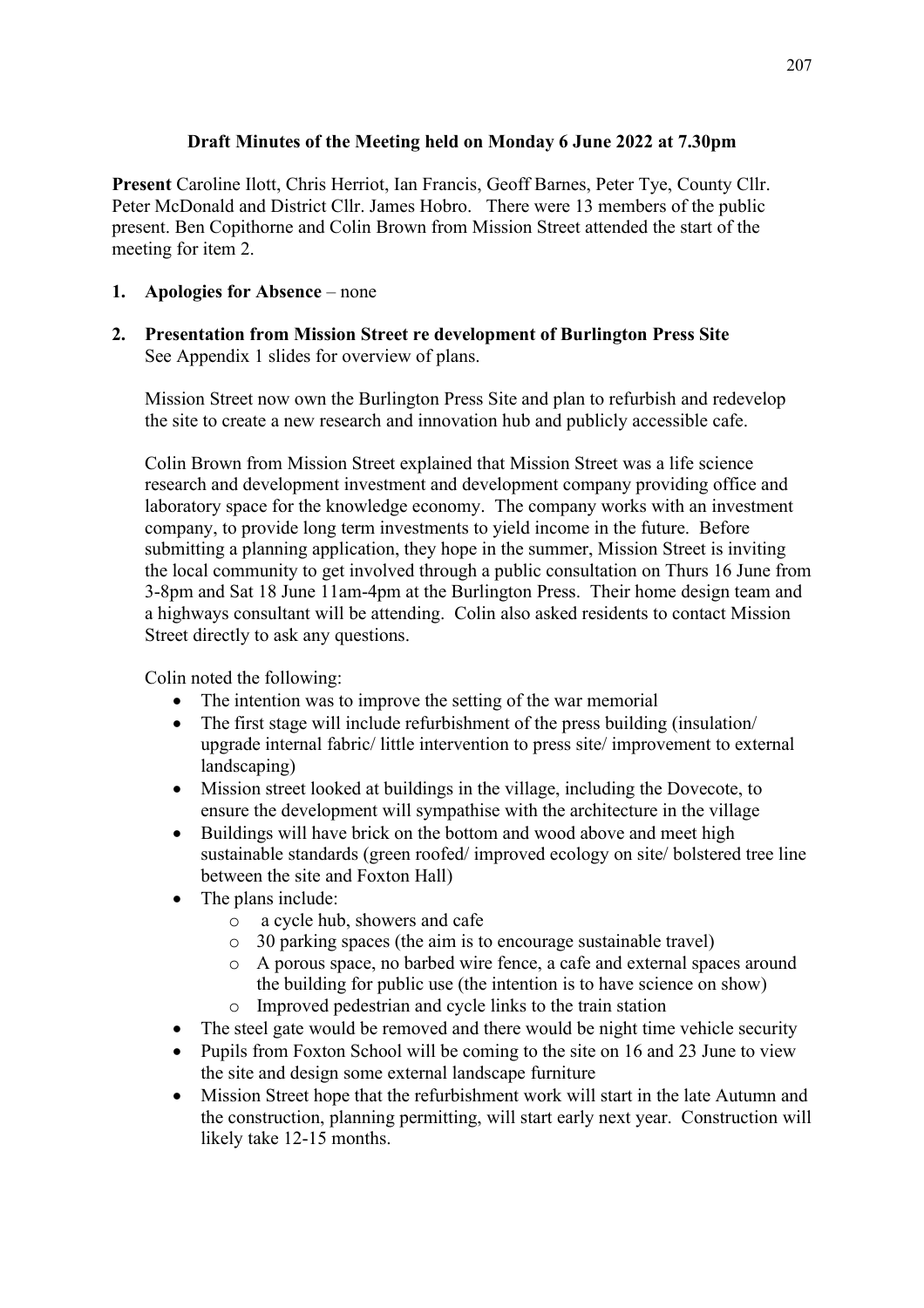## Draft Minutes of the Meeting held on Monday 6 June 2022 at 7.30pm

**Present** Caroline Ilott, Chris Herriot, Ian Francis, Geoff Barnes, Peter Tye, County Cllr. Peter McDonald and District Cllr. James Hobro. There were 13 members of the public present. Ben Copithorne and Colin Brown from Mission Street attended the start of the meeting for item 2.

1. **Apologies for Absence** – none

2. **Presentation from Mission Street re development of Burlington Press Site**
   See Appendix 1 slides for overview of plans.

   Mission Street now own the Burlington Press Site and plan to refurbish and redevelop the site to create a new research and innovation hub and publicly accessible cafe.

   Colin Brown from Mission Street explained that Mission Street was a life science research and development investment and development company providing office and laboratory space for the knowledge economy. The company works with an investment company, to provide long term investments to yield income in the future. Before submitting a planning application, they hope in the summer, Mission Street is inviting the local community to get involved through a public consultation on Thurs 16 June from 3-8pm and Sat 18 June 11am-4pm at the Burlington Press. Their home design team and a highways consultant will be attending. Colin also asked residents to contact Mission Street directly to ask any questions.

   Colin noted the following:

   - The intention was to improve the setting of the war memorial
   - The first stage will include refurbishment of the press building (insulation/ upgrade internal fabric/ little intervention to press site/ improvement to external landscaping)
   - Mission street looked at buildings in the village, including the Dovecote, to ensure the development will sympathise with the architecture in the village
   - Buildings will have brick on the bottom and wood above and meet high sustainable standards (green roofed/ improved ecology on site/ bolstered tree line between the site and Foxton Hall)
   - The plans include:
     - a cycle hub, showers and cafe
     - 30 parking spaces (the aim is to encourage sustainable travel)
     - A porous space, no barbed wire fence, a cafe and external spaces around the building for public use (the intention is to have science on show)
     - Improved pedestrian and cycle links to the train station
   - The steel gate would be removed and there would be night time vehicle security
   - Pupils from Foxton School will be coming to the site on 16 and 23 June to view the site and design some external landscape furniture
   - Mission Street hope that the refurbishment work will start in the late Autumn and the construction, planning permitting, will start early next year. Construction will likely take 12-15 months.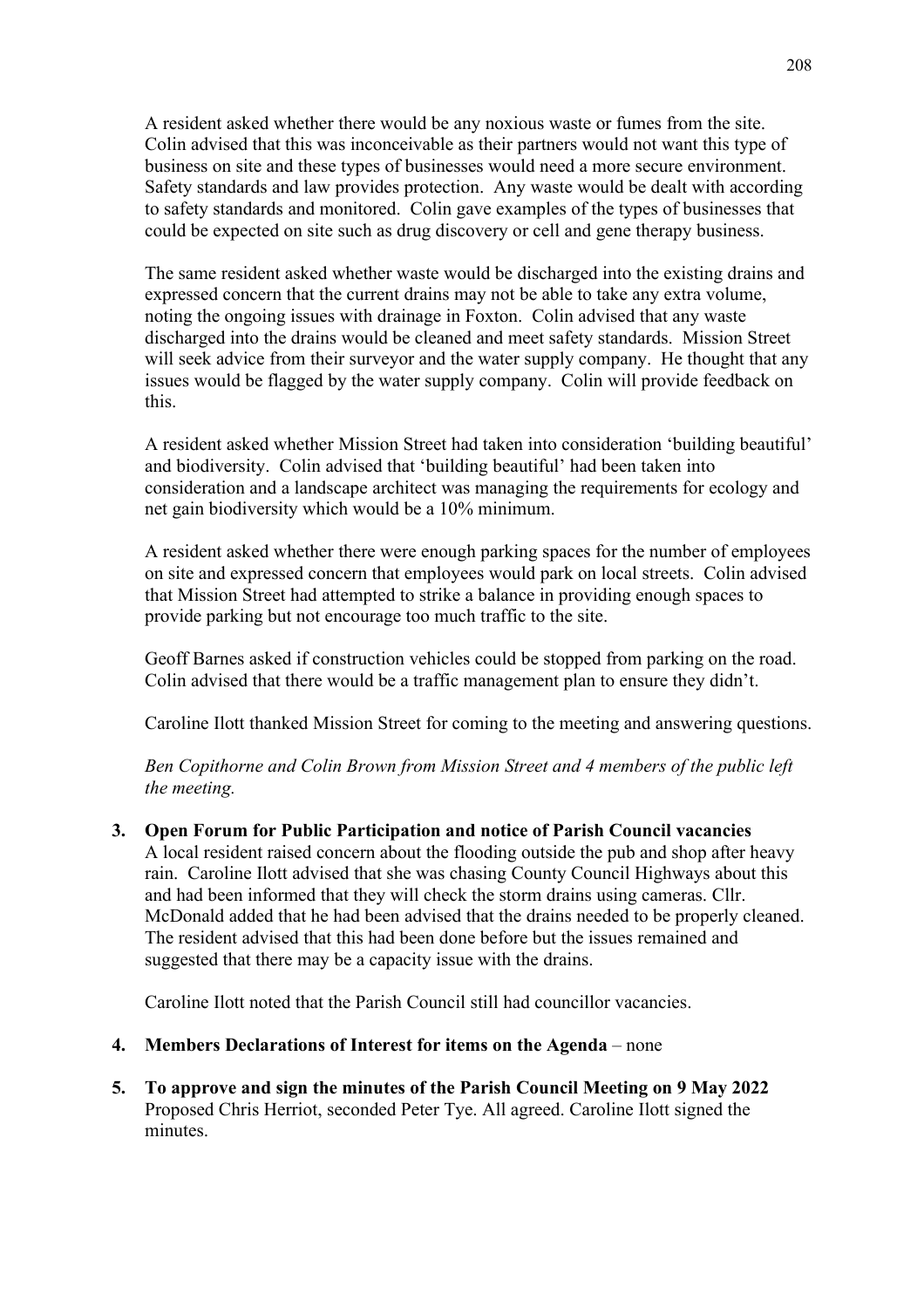A resident asked whether there would be any noxious waste or fumes from the site. Colin advised that this was inconceivable as their partners would not want this type of business on site and these types of businesses would need a more secure environment. Safety standards and law provides protection. Any waste would be dealt with according to safety standards and monitored. Colin gave examples of the types of businesses that could be expected on site such as drug discovery or cell and gene therapy business.

The same resident asked whether waste would be discharged into the existing drains and expressed concern that the current drains may not be able to take any extra volume, noting the ongoing issues with drainage in Foxton. Colin advised that any waste discharged into the drains would be cleaned and meet safety standards. Mission Street will seek advice from their surveyor and the water supply company. He thought that any issues would be flagged by the water supply company. Colin will provide feedback on this.

A resident asked whether Mission Street had taken into consideration 'building beautiful' and biodiversity. Colin advised that 'building beautiful' had been taken into consideration and a landscape architect was managing the requirements for ecology and net gain biodiversity which would be a 10% minimum.

A resident asked whether there were enough parking spaces for the number of employees on site and expressed concern that employees would park on local streets. Colin advised that Mission Street had attempted to strike a balance in providing enough spaces to provide parking but not encourage too much traffic to the site.

Geoff Barnes asked if construction vehicles could be stopped from parking on the road. Colin advised that there would be a traffic management plan to ensure they didn't.

Caroline Ilott thanked Mission Street for coming to the meeting and answering questions.

*Ben Copithorne and Colin Brown from Mission Street and 4 members of the public left the meeting.*

3. **Open Forum for Public Participation and notice of Parish Council vacancies**
   A local resident raised concern about the flooding outside the pub and shop after heavy rain. Caroline Ilott advised that she was chasing County Council Highways about this and had been informed that they will check the storm drains using cameras. Cllr. McDonald added that he had been advised that the drains needed to be properly cleaned. The resident advised that this had been done before but the issues remained and suggested that there may be a capacity issue with the drains.

   Caroline Ilott noted that the Parish Council still had councillor vacancies.

4. **Members Declarations of Interest for items on the Agenda** – none

5. **To approve and sign the minutes of the Parish Council Meeting on 9 May 2022**
   Proposed Chris Herriot, seconded Peter Tye. All agreed. Caroline Ilott signed the minutes.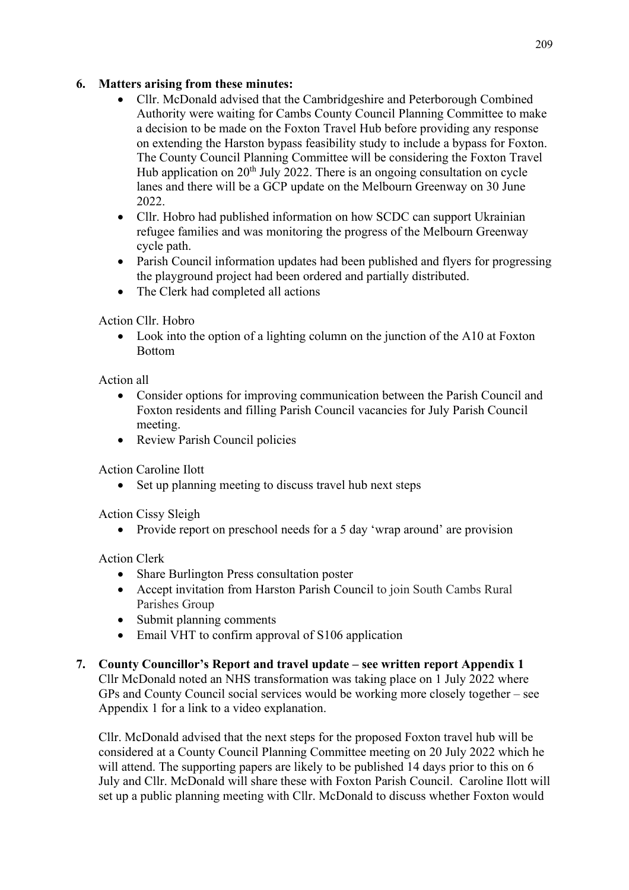**6. Matters arising from these minutes:**

- Cllr. McDonald advised that the Cambridgeshire and Peterborough Combined Authority were waiting for Cambs County Council Planning Committee to make a decision to be made on the Foxton Travel Hub before providing any response on extending the Harston bypass feasibility study to include a bypass for Foxton. The County Council Planning Committee will be considering the Foxton Travel Hub application on 20th July 2022. There is an ongoing consultation on cycle lanes and there will be a GCP update on the Melbourn Greenway on 30 June 2022.
- Cllr. Hobro had published information on how SCDC can support Ukrainian refugee families and was monitoring the progress of the Melbourn Greenway cycle path.
- Parish Council information updates had been published and flyers for progressing the playground project had been ordered and partially distributed.
- The Clerk had completed all actions

Action Cllr. Hobro

- Look into the option of a lighting column on the junction of the A10 at Foxton Bottom

Action all

- Consider options for improving communication between the Parish Council and Foxton residents and filling Parish Council vacancies for July Parish Council meeting.
- Review Parish Council policies

Action Caroline Ilott

- Set up planning meeting to discuss travel hub next steps

Action Cissy Sleigh

- Provide report on preschool needs for a 5 day 'wrap around' are provision

Action Clerk

- Share Burlington Press consultation poster
- Accept invitation from Harston Parish Council to join South Cambs Rural Parishes Group
- Submit planning comments
- Email VHT to confirm approval of S106 application

**7. County Councillor's Report and travel update – see written report Appendix 1**

Cllr McDonald noted an NHS transformation was taking place on 1 July 2022 where GPs and County Council social services would be working more closely together – see Appendix 1 for a link to a video explanation.

Cllr. McDonald advised that the next steps for the proposed Foxton travel hub will be considered at a County Council Planning Committee meeting on 20 July 2022 which he will attend. The supporting papers are likely to be published 14 days prior to this on 6 July and Cllr. McDonald will share these with Foxton Parish Council. Caroline Ilott will set up a public planning meeting with Cllr. McDonald to discuss whether Foxton would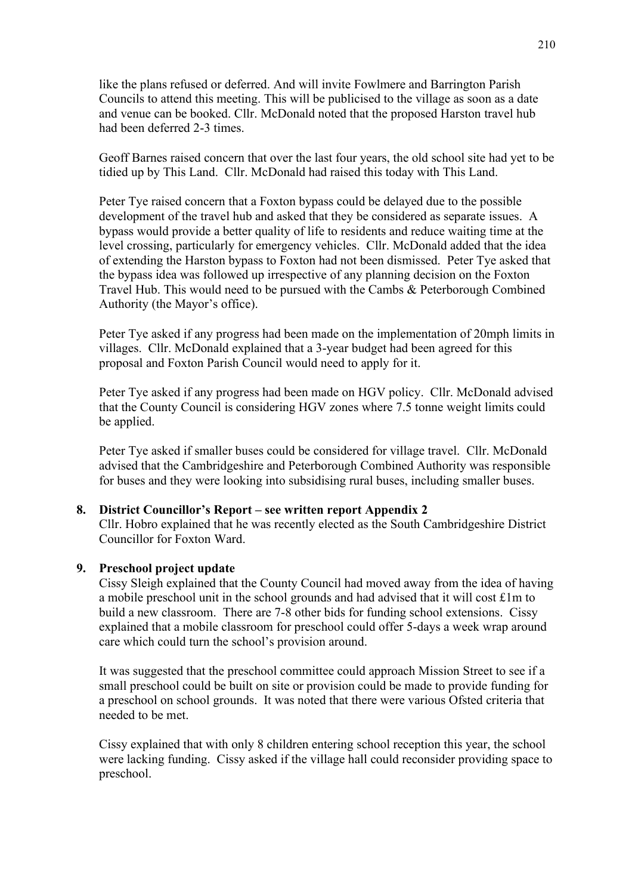like the plans refused or deferred. And will invite Fowlmere and Barrington Parish Councils to attend this meeting. This will be publicised to the village as soon as a date and venue can be booked. Cllr. McDonald noted that the proposed Harston travel hub had been deferred 2-3 times.

Geoff Barnes raised concern that over the last four years, the old school site had yet to be tidied up by This Land. Cllr. McDonald had raised this today with This Land.

Peter Tye raised concern that a Foxton bypass could be delayed due to the possible development of the travel hub and asked that they be considered as separate issues. A bypass would provide a better quality of life to residents and reduce waiting time at the level crossing, particularly for emergency vehicles. Cllr. McDonald added that the idea of extending the Harston bypass to Foxton had not been dismissed. Peter Tye asked that the bypass idea was followed up irrespective of any planning decision on the Foxton Travel Hub. This would need to be pursued with the Cambs & Peterborough Combined Authority (the Mayor's office).

Peter Tye asked if any progress had been made on the implementation of 20mph limits in villages. Cllr. McDonald explained that a 3-year budget had been agreed for this proposal and Foxton Parish Council would need to apply for it.

Peter Tye asked if any progress had been made on HGV policy. Cllr. McDonald advised that the County Council is considering HGV zones where 7.5 tonne weight limits could be applied.

Peter Tye asked if smaller buses could be considered for village travel. Cllr. McDonald advised that the Cambridgeshire and Peterborough Combined Authority was responsible for buses and they were looking into subsidising rural buses, including smaller buses.

**8. District Councillor's Report – see written report Appendix 2**

Cllr. Hobro explained that he was recently elected as the South Cambridgeshire District Councillor for Foxton Ward.

**9. Preschool project update**

Cissy Sleigh explained that the County Council had moved away from the idea of having a mobile preschool unit in the school grounds and had advised that it will cost £1m to build a new classroom. There are 7-8 other bids for funding school extensions. Cissy explained that a mobile classroom for preschool could offer 5-days a week wrap around care which could turn the school's provision around.

It was suggested that the preschool committee could approach Mission Street to see if a small preschool could be built on site or provision could be made to provide funding for a preschool on school grounds. It was noted that there were various Ofsted criteria that needed to be met.

Cissy explained that with only 8 children entering school reception this year, the school were lacking funding. Cissy asked if the village hall could reconsider providing space to preschool.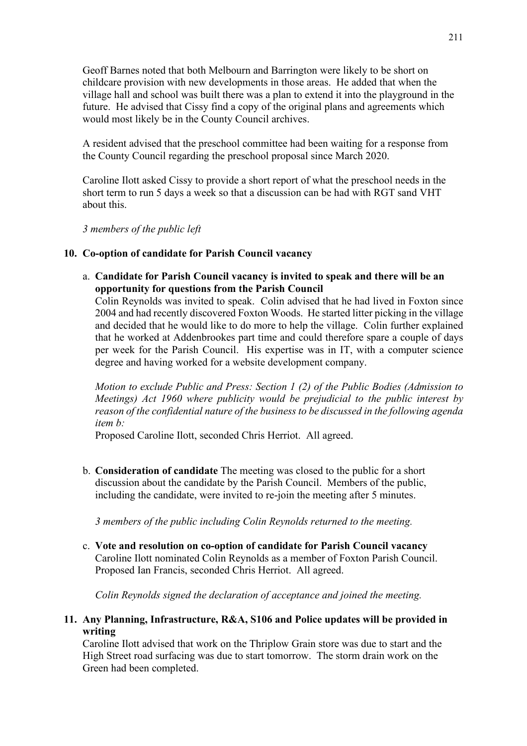Geoff Barnes noted that both Melbourn and Barrington were likely to be short on childcare provision with new developments in those areas. He added that when the village hall and school was built there was a plan to extend it into the playground in the future. He advised that Cissy find a copy of the original plans and agreements which would most likely be in the County Council archives.

A resident advised that the preschool committee had been waiting for a response from the County Council regarding the preschool proposal since March 2020.

Caroline Ilott asked Cissy to provide a short report of what the preschool needs in the short term to run 5 days a week so that a discussion can be had with RGT sand VHT about this.

*3 members of the public left*

## 10. Co-option of candidate for Parish Council vacancy

a. **Candidate for Parish Council vacancy is invited to speak and there will be an opportunity for questions from the Parish Council**
Colin Reynolds was invited to speak. Colin advised that he had lived in Foxton since 2004 and had recently discovered Foxton Woods. He started litter picking in the village and decided that he would like to do more to help the village. Colin further explained that he worked at Addenbrookes part time and could therefore spare a couple of days per week for the Parish Council. His expertise was in IT, with a computer science degree and having worked for a website development company.

*Motion to exclude Public and Press: Section 1 (2) of the Public Bodies (Admission to Meetings) Act 1960 where publicity would be prejudicial to the public interest by reason of the confidential nature of the business to be discussed in the following agenda item b:*
Proposed Caroline Ilott, seconded Chris Herriot. All agreed.

b. **Consideration of candidate** The meeting was closed to the public for a short discussion about the candidate by the Parish Council. Members of the public, including the candidate, were invited to re-join the meeting after 5 minutes.

*3 members of the public including Colin Reynolds returned to the meeting.*

c. **Vote and resolution on co-option of candidate for Parish Council vacancy**
Caroline Ilott nominated Colin Reynolds as a member of Foxton Parish Council. Proposed Ian Francis, seconded Chris Herriot. All agreed.

*Colin Reynolds signed the declaration of acceptance and joined the meeting.*

## 11. Any Planning, Infrastructure, R&A, S106 and Police updates will be provided in writing

Caroline Ilott advised that work on the Thriplow Grain store was due to start and the High Street road surfacing was due to start tomorrow. The storm drain work on the Green had been completed.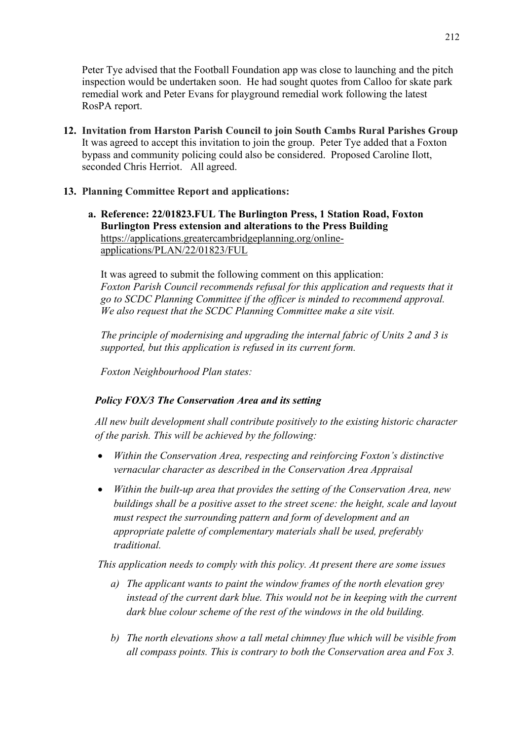Peter Tye advised that the Football Foundation app was close to launching and the pitch inspection would be undertaken soon. He had sought quotes from Calloo for skate park remedial work and Peter Evans for playground remedial work following the latest RosPA report.

**12. Invitation from Harston Parish Council to join South Cambs Rural Parishes Group**

It was agreed to accept this invitation to join the group. Peter Tye added that a Foxton bypass and community policing could also be considered. Proposed Caroline Ilott, seconded Chris Herriot. All agreed.

**13. Planning Committee Report and applications:**

**a. Reference: 22/01823.FUL The Burlington Press, 1 Station Road, Foxton Burlington Press extension and alterations to the Press Building**
https://applications.greatercambridgeplanning.org/online-applications/PLAN/22/01823/FUL

It was agreed to submit the following comment on this application:
*Foxton Parish Council recommends refusal for this application and requests that it go to SCDC Planning Committee if the officer is minded to recommend approval. We also request that the SCDC Planning Committee make a site visit.*

*The principle of modernising and upgrading the internal fabric of Units 2 and 3 is supported, but this application is refused in its current form.*

*Foxton Neighbourhood Plan states:*

***Policy FOX/3 The Conservation Area and its setting***

*All new built development shall contribute positively to the existing historic character of the parish. This will be achieved by the following:*

- *Within the Conservation Area, respecting and reinforcing Foxton's distinctive vernacular character as described in the Conservation Area Appraisal*
- *Within the built-up area that provides the setting of the Conservation Area, new buildings shall be a positive asset to the street scene: the height, scale and layout must respect the surrounding pattern and form of development and an appropriate palette of complementary materials shall be used, preferably traditional.*

*This application needs to comply with this policy. At present there are some issues*

*a) The applicant wants to paint the window frames of the north elevation grey instead of the current dark blue. This would not be in keeping with the current dark blue colour scheme of the rest of the windows in the old building.*

*b) The north elevations show a tall metal chimney flue which will be visible from all compass points. This is contrary to both the Conservation area and Fox 3.*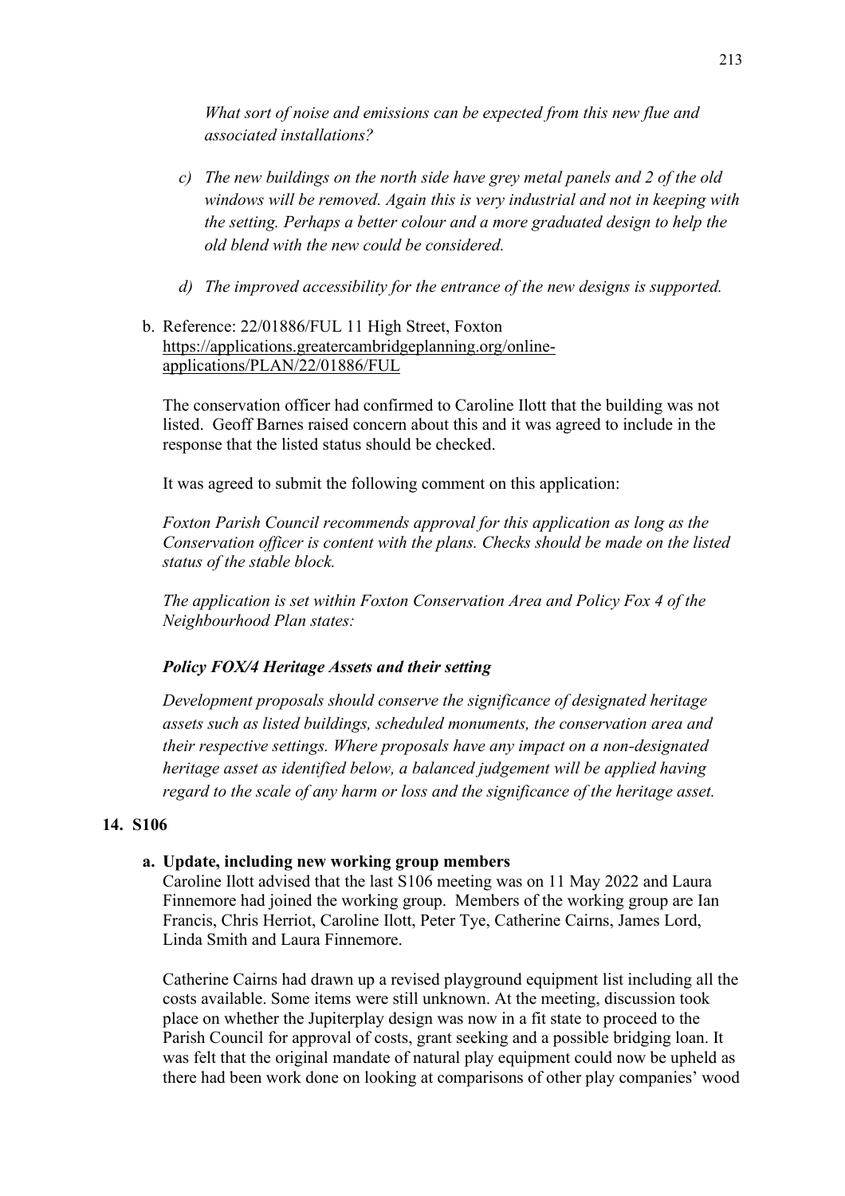*What sort of noise and emissions can be expected from this new flue and associated installations?*

c) *The new buildings on the north side have grey metal panels and 2 of the old windows will be removed. Again this is very industrial and not in keeping with the setting. Perhaps a better colour and a more graduated design to help the old blend with the new could be considered.*

d) *The improved accessibility for the entrance of the new designs is supported.*

b. Reference: 22/01886/FUL 11 High Street, Foxton https://applications.greatercambridgeplanning.org/online-applications/PLAN/22/01886/FUL

The conservation officer had confirmed to Caroline Ilott that the building was not listed. Geoff Barnes raised concern about this and it was agreed to include in the response that the listed status should be checked.

It was agreed to submit the following comment on this application:

*Foxton Parish Council recommends approval for this application as long as the Conservation officer is content with the plans. Checks should be made on the listed status of the stable block.*

*The application is set within Foxton Conservation Area and Policy Fox 4 of the Neighbourhood Plan states:*

***Policy FOX/4 Heritage Assets and their setting***

*Development proposals should conserve the significance of designated heritage assets such as listed buildings, scheduled monuments, the conservation area and their respective settings. Where proposals have any impact on a non-designated heritage asset as identified below, a balanced judgement will be applied having regard to the scale of any harm or loss and the significance of the heritage asset.*

## 14. S106

### a. Update, including new working group members

Caroline Ilott advised that the last S106 meeting was on 11 May 2022 and Laura Finnemore had joined the working group. Members of the working group are Ian Francis, Chris Herriot, Caroline Ilott, Peter Tye, Catherine Cairns, James Lord, Linda Smith and Laura Finnemore.

Catherine Cairns had drawn up a revised playground equipment list including all the costs available. Some items were still unknown. At the meeting, discussion took place on whether the Jupiterplay design was now in a fit state to proceed to the Parish Council for approval of costs, grant seeking and a possible bridging loan. It was felt that the original mandate of natural play equipment could now be upheld as there had been work done on looking at comparisons of other play companies' wood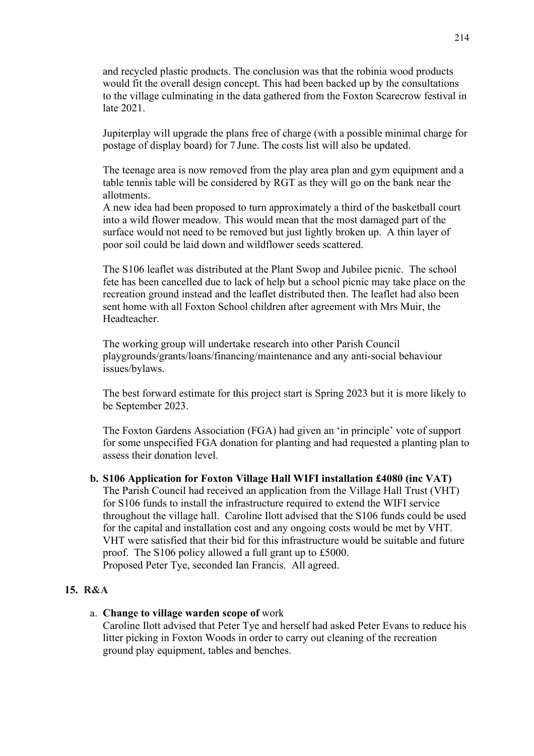and recycled plastic products. The conclusion was that the robinia wood products would fit the overall design concept. This had been backed up by the consultations to the village culminating in the data gathered from the Foxton Scarecrow festival in late 2021.

Jupiterplay will upgrade the plans free of charge (with a possible minimal charge for postage of display board) for 7 June. The costs list will also be updated.

The teenage area is now removed from the play area plan and gym equipment and a table tennis table will be considered by RGT as they will go on the bank near the allotments.
A new idea had been proposed to turn approximately a third of the basketball court into a wild flower meadow. This would mean that the most damaged part of the surface would not need to be removed but just lightly broken up. A thin layer of poor soil could be laid down and wildflower seeds scattered.

The S106 leaflet was distributed at the Plant Swop and Jubilee picnic. The school fete has been cancelled due to lack of help but a school picnic may take place on the recreation ground instead and the leaflet distributed then. The leaflet had also been sent home with all Foxton School children after agreement with Mrs Muir, the Headteacher.

The working group will undertake research into other Parish Council playgrounds/grants/loans/financing/maintenance and any anti-social behaviour issues/bylaws.

The best forward estimate for this project start is Spring 2023 but it is more likely to be September 2023.

The Foxton Gardens Association (FGA) had given an 'in principle' vote of support for some unspecified FGA donation for planting and had requested a planting plan to assess their donation level.

**b. S106 Application for Foxton Village Hall WIFI installation £4080 (inc VAT)**
The Parish Council had received an application from the Village Hall Trust (VHT) for S106 funds to install the infrastructure required to extend the WIFI service throughout the village hall. Caroline Ilott advised that the S106 funds could be used for the capital and installation cost and any ongoing costs would be met by VHT. VHT were satisfied that their bid for this infrastructure would be suitable and future proof. The S106 policy allowed a full grant up to £5000.
Proposed Peter Tye, seconded Ian Francis. All agreed.

**15. R&A**

a. **Change to village warden scope of** work
Caroline Ilott advised that Peter Tye and herself had asked Peter Evans to reduce his litter picking in Foxton Woods in order to carry out cleaning of the recreation ground play equipment, tables and benches.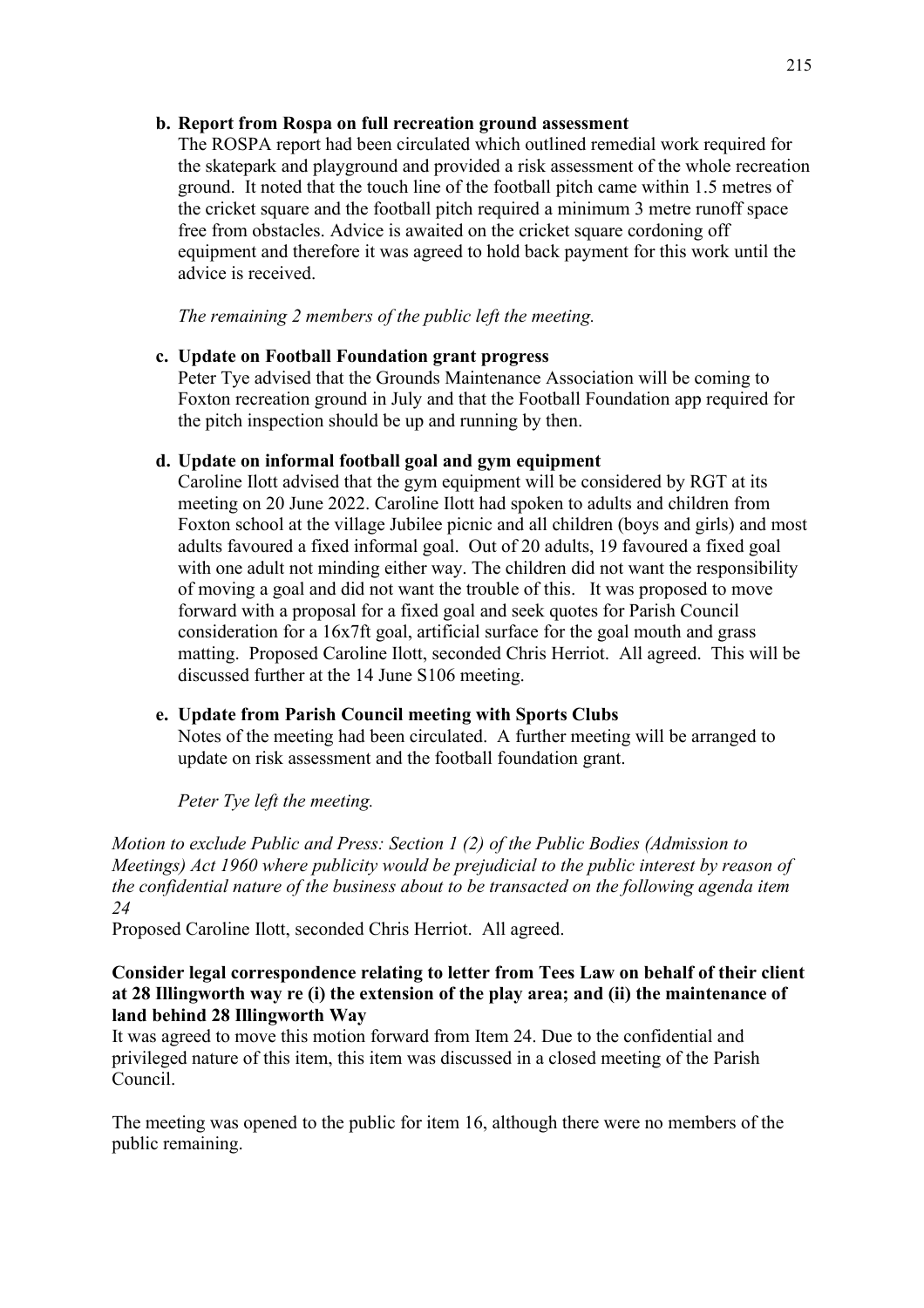**b. Report from Rospa on full recreation ground assessment**

The ROSPA report had been circulated which outlined remedial work required for the skatepark and playground and provided a risk assessment of the whole recreation ground. It noted that the touch line of the football pitch came within 1.5 metres of the cricket square and the football pitch required a minimum 3 metre runoff space free from obstacles. Advice is awaited on the cricket square cordoning off equipment and therefore it was agreed to hold back payment for this work until the advice is received.

*The remaining 2 members of the public left the meeting.*

**c. Update on Football Foundation grant progress**

Peter Tye advised that the Grounds Maintenance Association will be coming to Foxton recreation ground in July and that the Football Foundation app required for the pitch inspection should be up and running by then.

**d. Update on informal football goal and gym equipment**

Caroline Ilott advised that the gym equipment will be considered by RGT at its meeting on 20 June 2022. Caroline Ilott had spoken to adults and children from Foxton school at the village Jubilee picnic and all children (boys and girls) and most adults favoured a fixed informal goal. Out of 20 adults, 19 favoured a fixed goal with one adult not minding either way. The children did not want the responsibility of moving a goal and did not want the trouble of this. It was proposed to move forward with a proposal for a fixed goal and seek quotes for Parish Council consideration for a 16x7ft goal, artificial surface for the goal mouth and grass matting. Proposed Caroline Ilott, seconded Chris Herriot. All agreed. This will be discussed further at the 14 June S106 meeting.

**e. Update from Parish Council meeting with Sports Clubs**

Notes of the meeting had been circulated. A further meeting will be arranged to update on risk assessment and the football foundation grant.

*Peter Tye left the meeting.*

*Motion to exclude Public and Press: Section 1 (2) of the Public Bodies (Admission to Meetings) Act 1960 where publicity would be prejudicial to the public interest by reason of the confidential nature of the business about to be transacted on the following agenda item 24*

Proposed Caroline Ilott, seconded Chris Herriot. All agreed.

**Consider legal correspondence relating to letter from Tees Law on behalf of their client at 28 Illingworth way re (i) the extension of the play area; and (ii) the maintenance of land behind 28 Illingworth Way**

It was agreed to move this motion forward from Item 24. Due to the confidential and privileged nature of this item, this item was discussed in a closed meeting of the Parish Council.

The meeting was opened to the public for item 16, although there were no members of the public remaining.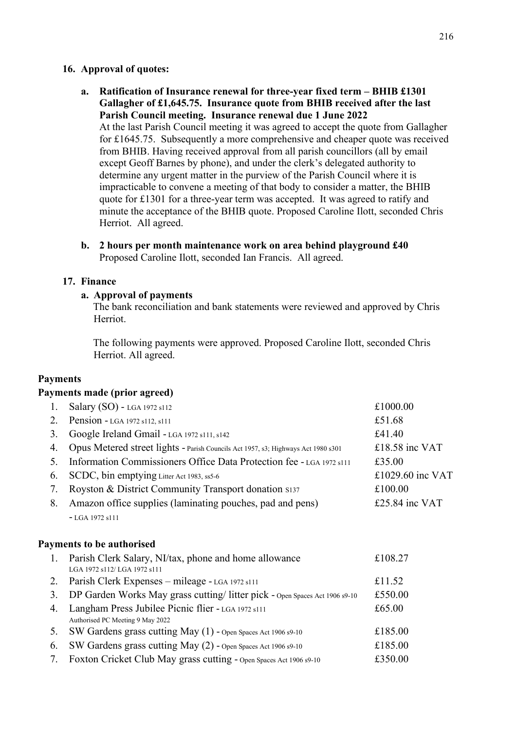**16. Approval of quotes:**

**a. Ratification of Insurance renewal for three-year fixed term – BHIB £1301 Gallagher of £1,645.75. Insurance quote from BHIB received after the last Parish Council meeting. Insurance renewal due 1 June 2022**

At the last Parish Council meeting it was agreed to accept the quote from Gallagher for £1645.75. Subsequently a more comprehensive and cheaper quote was received from BHIB. Having received approval from all parish councillors (all by email except Geoff Barnes by phone), and under the clerk's delegated authority to determine any urgent matter in the purview of the Parish Council where it is impracticable to convene a meeting of that body to consider a matter, the BHIB quote for £1301 for a three-year term was accepted. It was agreed to ratify and minute the acceptance of the BHIB quote. Proposed Caroline Ilott, seconded Chris Herriot. All agreed.

**b. 2 hours per month maintenance work on area behind playground £40**

Proposed Caroline Ilott, seconded Ian Francis. All agreed.

**17. Finance**

**a. Approval of payments**

The bank reconciliation and bank statements were reviewed and approved by Chris Herriot.

The following payments were approved. Proposed Caroline Ilott, seconded Chris Herriot. All agreed.

**Payments**

**Payments made (prior agreed)**

| | | |
|---|---|---|
| 1. | Salary (SO) - LGA 1972 s112 | £1000.00 |
| 2. | Pension - LGA 1972 s112, s111 | £51.68 |
| 3. | Google Ireland Gmail - LGA 1972 s111, s142 | £41.40 |
| 4. | Opus Metered street lights - Parish Councils Act 1957, s3; Highways Act 1980 s301 | £18.58 inc VAT |
| 5. | Information Commissioners Office Data Protection fee - LGA 1972 s111 | £35.00 |
| 6. | SCDC, bin emptying Litter Act 1983, ss5-6 | £1029.60 inc VAT |
| 7. | Royston & District Community Transport donation S137 | £100.00 |
| 8. | Amazon office supplies (laminating pouches, pad and pens) - LGA 1972 s111 | £25.84 inc VAT |

**Payments to be authorised**

| | | |
|---|---|---|
| 1. | Parish Clerk Salary, NI/tax, phone and home allowance LGA 1972 s112/ LGA 1972 s111 | £108.27 |
| 2. | Parish Clerk Expenses – mileage - LGA 1972 s111 | £11.52 |
| 3. | DP Garden Works May grass cutting/ litter pick - Open Spaces Act 1906 s9-10 | £550.00 |
| 4. | Langham Press Jubilee Picnic flier - LGA 1972 s111 Authorised PC Meeting 9 May 2022 | £65.00 |
| 5. | SW Gardens grass cutting May (1) - Open Spaces Act 1906 s9-10 | £185.00 |
| 6. | SW Gardens grass cutting May (2) - Open Spaces Act 1906 s9-10 | £185.00 |
| 7. | Foxton Cricket Club May grass cutting - Open Spaces Act 1906 s9-10 | £350.00 |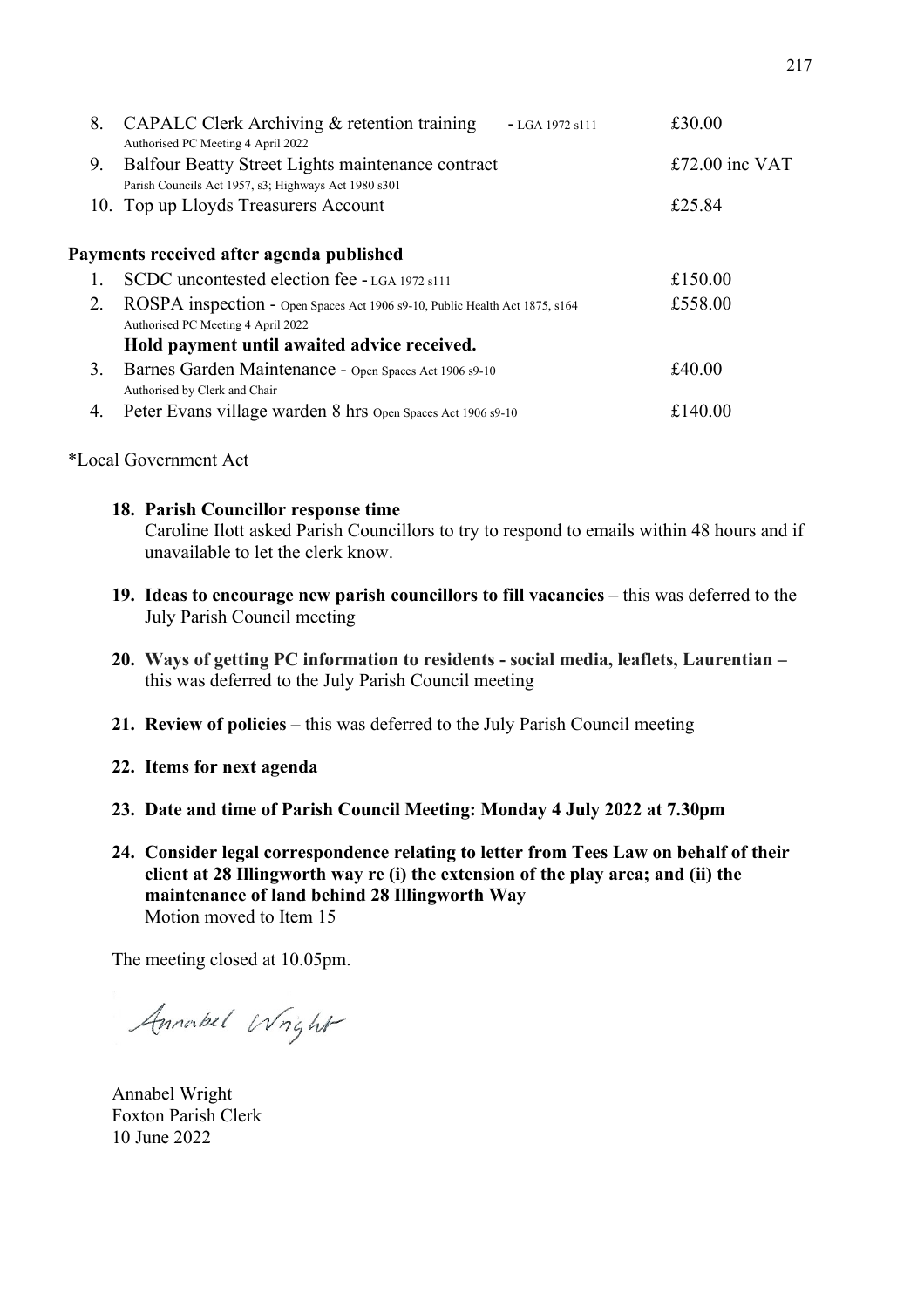| | | |
|---|---|---|
| 8. | CAPALC Clerk Archiving & retention training - LGA 1972 s111<br>Authorised PC Meeting 4 April 2022 | £30.00 |
| 9. | Balfour Beatty Street Lights maintenance contract<br>Parish Councils Act 1957, s3; Highways Act 1980 s301 | £72.00 inc VAT |
| 10. | Top up Lloyds Treasurers Account | £25.84 |

**Payments received after agenda published**

| | | |
|---|---|---|
| 1. | SCDC uncontested election fee - LGA 1972 s111 | £150.00 |
| 2. | ROSPA inspection - Open Spaces Act 1906 s9-10, Public Health Act 1875, s164<br>Authorised PC Meeting 4 April 2022<br>**Hold payment until awaited advice received.** | £558.00 |
| 3. | Barnes Garden Maintenance - Open Spaces Act 1906 s9-10<br>Authorised by Clerk and Chair | £40.00 |
| 4. | Peter Evans village warden 8 hrs Open Spaces Act 1906 s9-10 | £140.00 |

*Local Government Act

18. **Parish Councillor response time**
    Caroline Ilott asked Parish Councillors to try to respond to emails within 48 hours and if unavailable to let the clerk know.

19. **Ideas to encourage new parish councillors to fill vacancies** – this was deferred to the July Parish Council meeting

20. **Ways of getting PC information to residents - social media, leaflets, Laurentian –** this was deferred to the July Parish Council meeting

21. **Review of policies** – this was deferred to the July Parish Council meeting

22. **Items for next agenda**

23. **Date and time of Parish Council Meeting: Monday 4 July 2022 at 7.30pm**

24. **Consider legal correspondence relating to letter from Tees Law on behalf of their client at 28 Illingworth way re (i) the extension of the play area; and (ii) the maintenance of land behind 28 Illingworth Way**
    Motion moved to Item 15

The meeting closed at 10.05pm.

Annabel Wright

Annabel Wright
Foxton Parish Clerk
10 June 2022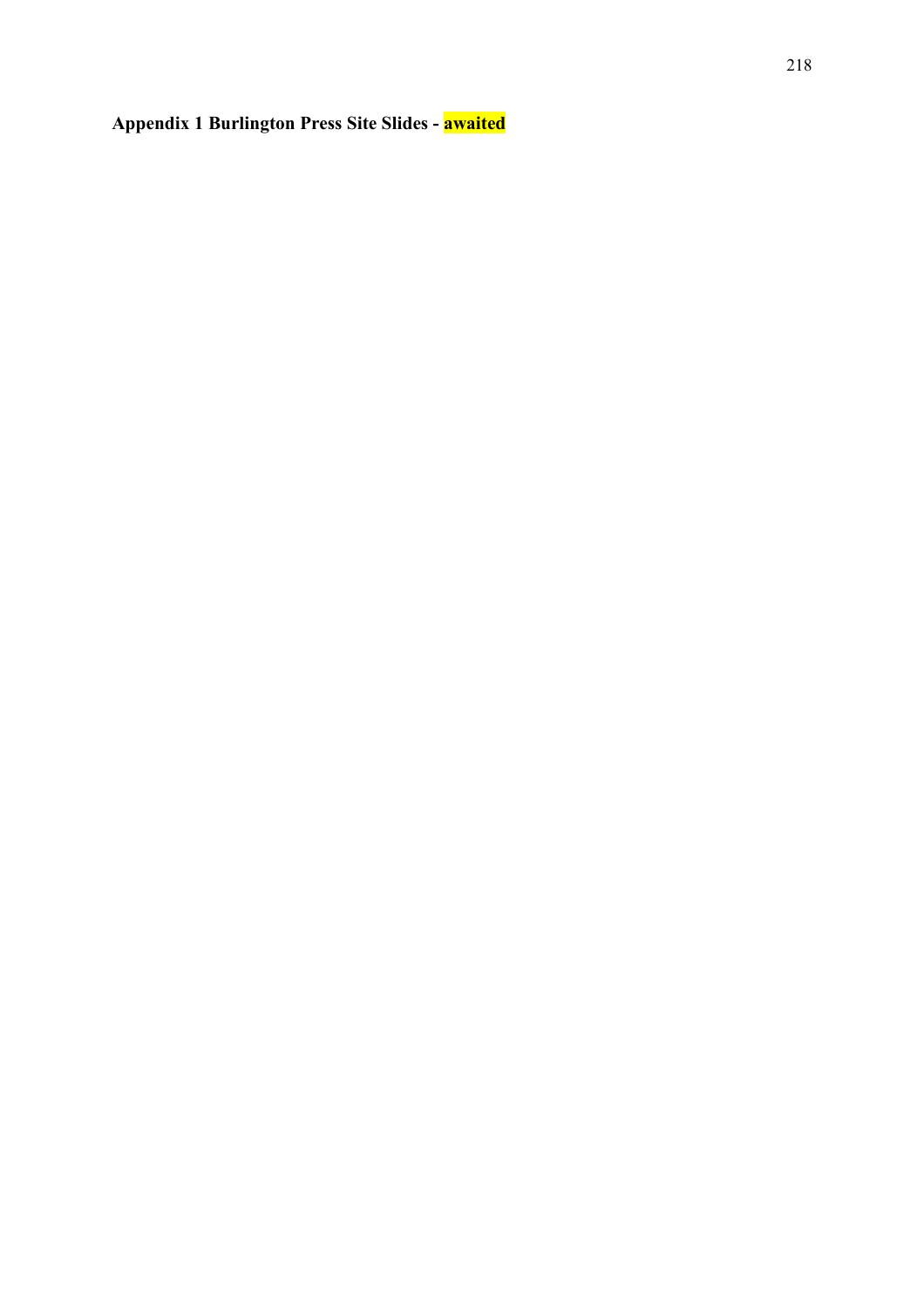**Appendix 1 Burlington Press Site Slides - awaited**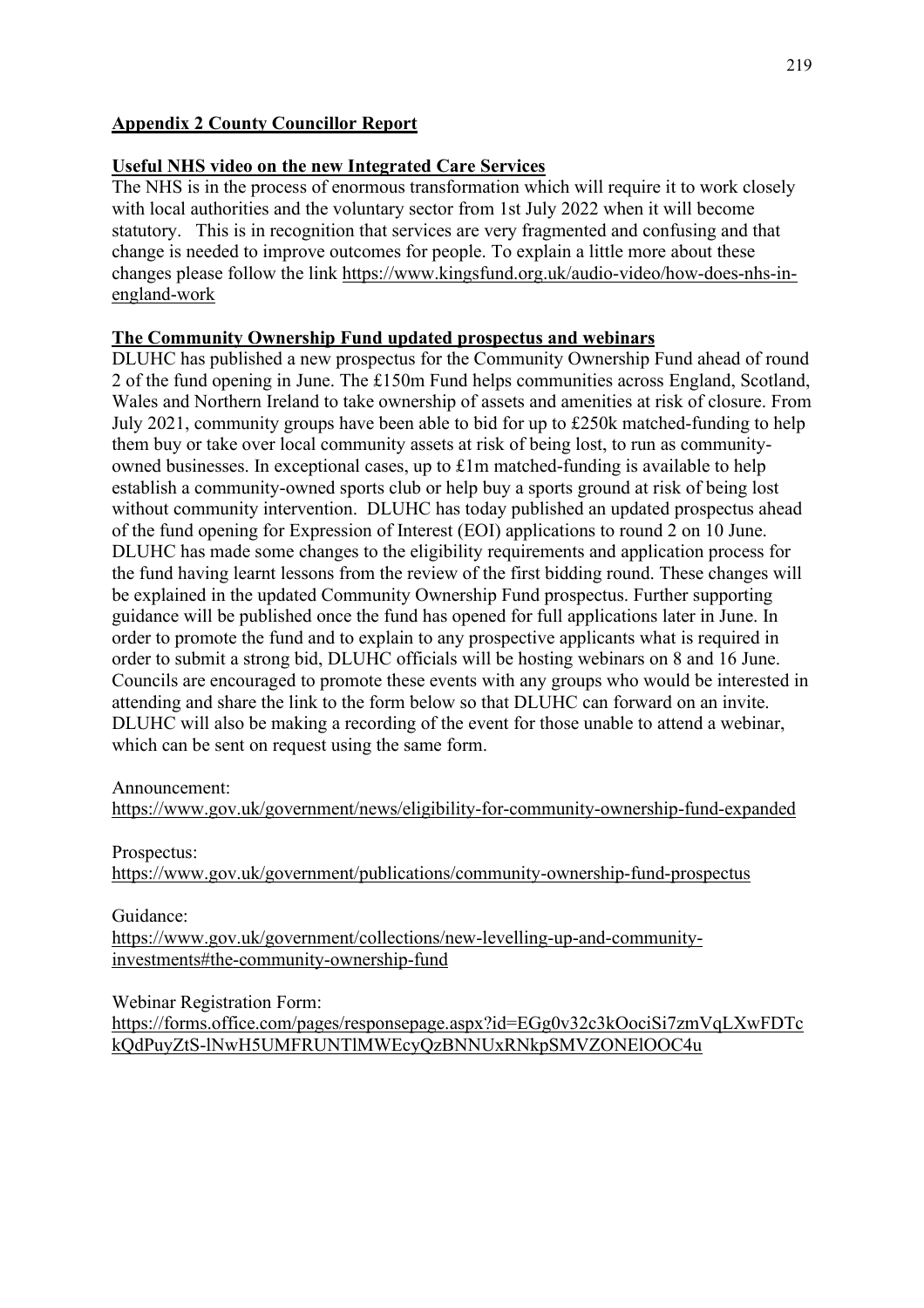## Appendix 2 County Councillor Report

### Useful NHS video on the new Integrated Care Services

The NHS is in the process of enormous transformation which will require it to work closely with local authorities and the voluntary sector from 1st July 2022 when it will become statutory. This is in recognition that services are very fragmented and confusing and that change is needed to improve outcomes for people. To explain a little more about these changes please follow the link https://www.kingsfund.org.uk/audio-video/how-does-nhs-in-england-work

### The Community Ownership Fund updated prospectus and webinars

DLUHC has published a new prospectus for the Community Ownership Fund ahead of round 2 of the fund opening in June. The £150m Fund helps communities across England, Scotland, Wales and Northern Ireland to take ownership of assets and amenities at risk of closure. From July 2021, community groups have been able to bid for up to £250k matched-funding to help them buy or take over local community assets at risk of being lost, to run as community-owned businesses. In exceptional cases, up to £1m matched-funding is available to help establish a community-owned sports club or help buy a sports ground at risk of being lost without community intervention. DLUHC has today published an updated prospectus ahead of the fund opening for Expression of Interest (EOI) applications to round 2 on 10 June. DLUHC has made some changes to the eligibility requirements and application process for the fund having learnt lessons from the review of the first bidding round. These changes will be explained in the updated Community Ownership Fund prospectus. Further supporting guidance will be published once the fund has opened for full applications later in June. In order to promote the fund and to explain to any prospective applicants what is required in order to submit a strong bid, DLUHC officials will be hosting webinars on 8 and 16 June. Councils are encouraged to promote these events with any groups who would be interested in attending and share the link to the form below so that DLUHC can forward on an invite. DLUHC will also be making a recording of the event for those unable to attend a webinar, which can be sent on request using the same form.

Announcement:
https://www.gov.uk/government/news/eligibility-for-community-ownership-fund-expanded

Prospectus:
https://www.gov.uk/government/publications/community-ownership-fund-prospectus

Guidance:
https://www.gov.uk/government/collections/new-levelling-up-and-community-investments#the-community-ownership-fund

Webinar Registration Form:
https://forms.office.com/pages/responsepage.aspx?id=EGg0v32c3kOociSi7zmVqLXwFDTckQdPuyZtS-lNwH5UMFRUNTlMWEcyQzBNNUxRNkpSMVZONElOOC4u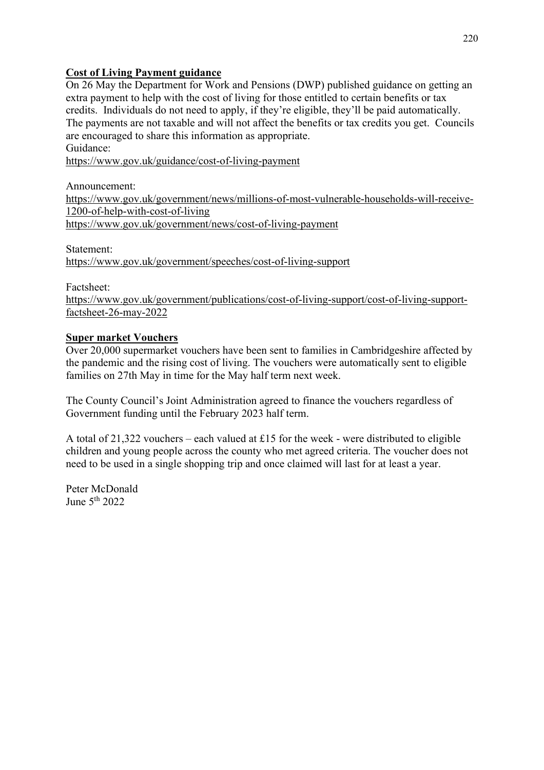**Cost of Living Payment guidance**

On 26 May the Department for Work and Pensions (DWP) published guidance on getting an extra payment to help with the cost of living for those entitled to certain benefits or tax credits. Individuals do not need to apply, if they're eligible, they'll be paid automatically. The payments are not taxable and will not affect the benefits or tax credits you get. Councils are encouraged to share this information as appropriate.

Guidance:

https://www.gov.uk/guidance/cost-of-living-payment

Announcement:

https://www.gov.uk/government/news/millions-of-most-vulnerable-households-will-receive-1200-of-help-with-cost-of-living

https://www.gov.uk/government/news/cost-of-living-payment

Statement:

https://www.gov.uk/government/speeches/cost-of-living-support

Factsheet:

https://www.gov.uk/government/publications/cost-of-living-support/cost-of-living-support-factsheet-26-may-2022

**Super market Vouchers**

Over 20,000 supermarket vouchers have been sent to families in Cambridgeshire affected by the pandemic and the rising cost of living. The vouchers were automatically sent to eligible families on 27th May in time for the May half term next week.

The County Council's Joint Administration agreed to finance the vouchers regardless of Government funding until the February 2023 half term.

A total of 21,322 vouchers – each valued at £15 for the week - were distributed to eligible children and young people across the county who met agreed criteria. The voucher does not need to be used in a single shopping trip and once claimed will last for at least a year.

Peter McDonald

June 5th 2022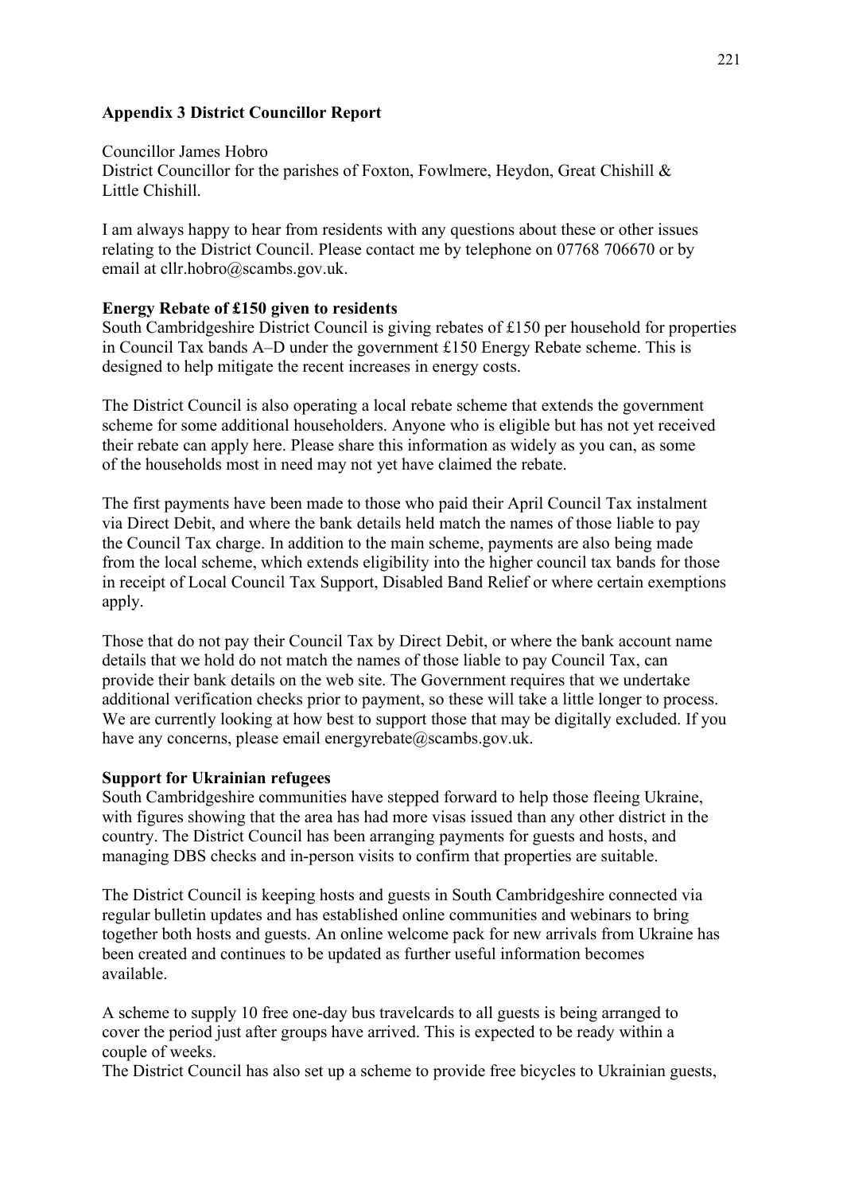## Appendix 3 District Councillor Report

Councillor James Hobro
District Councillor for the parishes of Foxton, Fowlmere, Heydon, Great Chishill & Little Chishill.

I am always happy to hear from residents with any questions about these or other issues relating to the District Council. Please contact me by telephone on 07768 706670 or by email at cllr.hobro@scambs.gov.uk.

### Energy Rebate of £150 given to residents

South Cambridgeshire District Council is giving rebates of £150 per household for properties in Council Tax bands A–D under the government £150 Energy Rebate scheme. This is designed to help mitigate the recent increases in energy costs.

The District Council is also operating a local rebate scheme that extends the government scheme for some additional householders. Anyone who is eligible but has not yet received their rebate can apply here. Please share this information as widely as you can, as some of the households most in need may not yet have claimed the rebate.

The first payments have been made to those who paid their April Council Tax instalment via Direct Debit, and where the bank details held match the names of those liable to pay the Council Tax charge. In addition to the main scheme, payments are also being made from the local scheme, which extends eligibility into the higher council tax bands for those in receipt of Local Council Tax Support, Disabled Band Relief or where certain exemptions apply.

Those that do not pay their Council Tax by Direct Debit, or where the bank account name details that we hold do not match the names of those liable to pay Council Tax, can provide their bank details on the web site. The Government requires that we undertake additional verification checks prior to payment, so these will take a little longer to process. We are currently looking at how best to support those that may be digitally excluded. If you have any concerns, please email energyrebate@scambs.gov.uk.

### Support for Ukrainian refugees

South Cambridgeshire communities have stepped forward to help those fleeing Ukraine, with figures showing that the area has had more visas issued than any other district in the country. The District Council has been arranging payments for guests and hosts, and managing DBS checks and in-person visits to confirm that properties are suitable.

The District Council is keeping hosts and guests in South Cambridgeshire connected via regular bulletin updates and has established online communities and webinars to bring together both hosts and guests. An online welcome pack for new arrivals from Ukraine has been created and continues to be updated as further useful information becomes available.

A scheme to supply 10 free one-day bus travelcards to all guests is being arranged to cover the period just after groups have arrived. This is expected to be ready within a couple of weeks.
The District Council has also set up a scheme to provide free bicycles to Ukrainian guests,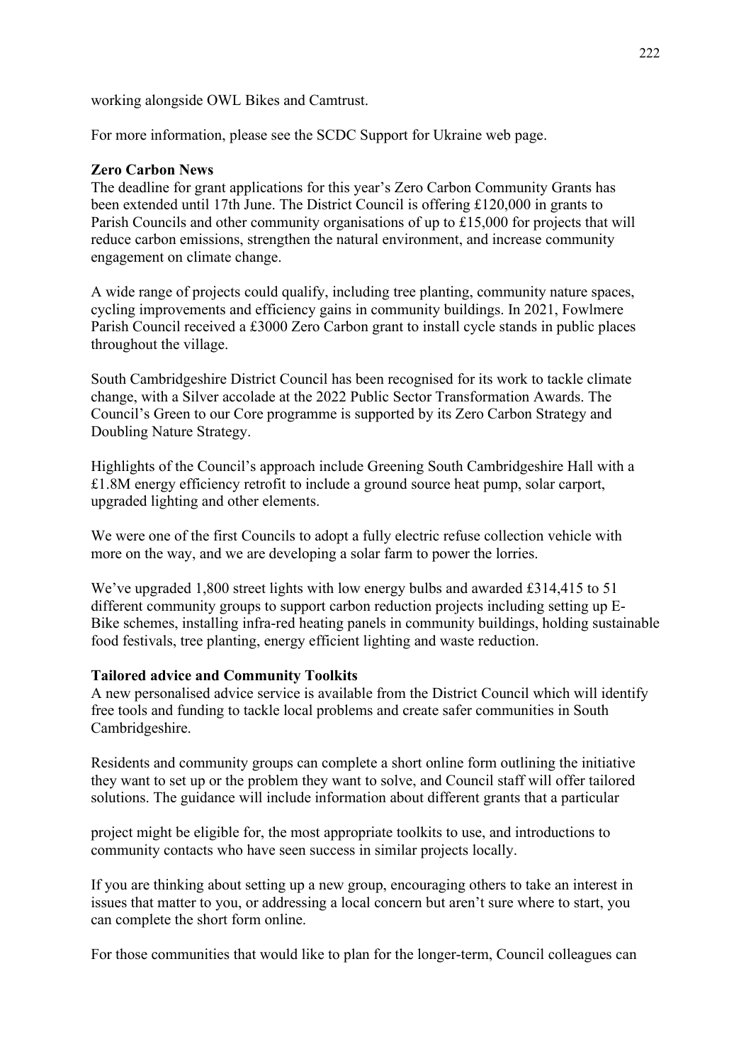working alongside OWL Bikes and Camtrust.

For more information, please see the SCDC Support for Ukraine web page.

**Zero Carbon News**

The deadline for grant applications for this year's Zero Carbon Community Grants has been extended until 17th June. The District Council is offering £120,000 in grants to Parish Councils and other community organisations of up to £15,000 for projects that will reduce carbon emissions, strengthen the natural environment, and increase community engagement on climate change.

A wide range of projects could qualify, including tree planting, community nature spaces, cycling improvements and efficiency gains in community buildings. In 2021, Fowlmere Parish Council received a £3000 Zero Carbon grant to install cycle stands in public places throughout the village.

South Cambridgeshire District Council has been recognised for its work to tackle climate change, with a Silver accolade at the 2022 Public Sector Transformation Awards. The Council's Green to our Core programme is supported by its Zero Carbon Strategy and Doubling Nature Strategy.

Highlights of the Council's approach include Greening South Cambridgeshire Hall with a £1.8M energy efficiency retrofit to include a ground source heat pump, solar carport, upgraded lighting and other elements.

We were one of the first Councils to adopt a fully electric refuse collection vehicle with more on the way, and we are developing a solar farm to power the lorries.

We've upgraded 1,800 street lights with low energy bulbs and awarded £314,415 to 51 different community groups to support carbon reduction projects including setting up E-Bike schemes, installing infra-red heating panels in community buildings, holding sustainable food festivals, tree planting, energy efficient lighting and waste reduction.

**Tailored advice and Community Toolkits**

A new personalised advice service is available from the District Council which will identify free tools and funding to tackle local problems and create safer communities in South Cambridgeshire.

Residents and community groups can complete a short online form outlining the initiative they want to set up or the problem they want to solve, and Council staff will offer tailored solutions. The guidance will include information about different grants that a particular project might be eligible for, the most appropriate toolkits to use, and introductions to community contacts who have seen success in similar projects locally.

If you are thinking about setting up a new group, encouraging others to take an interest in issues that matter to you, or addressing a local concern but aren't sure where to start, you can complete the short form online.

For those communities that would like to plan for the longer-term, Council colleagues can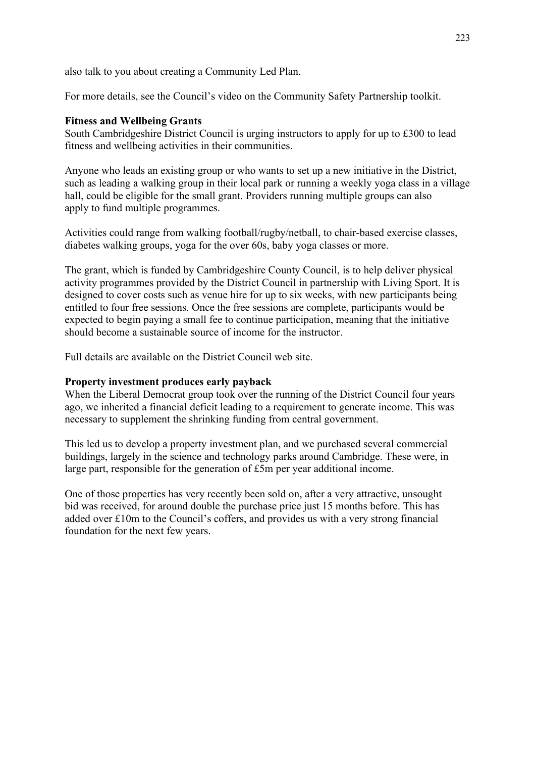also talk to you about creating a Community Led Plan.

For more details, see the Council's video on the Community Safety Partnership toolkit.

**Fitness and Wellbeing Grants**
South Cambridgeshire District Council is urging instructors to apply for up to £300 to lead fitness and wellbeing activities in their communities.

Anyone who leads an existing group or who wants to set up a new initiative in the District, such as leading a walking group in their local park or running a weekly yoga class in a village hall, could be eligible for the small grant. Providers running multiple groups can also apply to fund multiple programmes.

Activities could range from walking football/rugby/netball, to chair-based exercise classes, diabetes walking groups, yoga for the over 60s, baby yoga classes or more.

The grant, which is funded by Cambridgeshire County Council, is to help deliver physical activity programmes provided by the District Council in partnership with Living Sport. It is designed to cover costs such as venue hire for up to six weeks, with new participants being entitled to four free sessions. Once the free sessions are complete, participants would be expected to begin paying a small fee to continue participation, meaning that the initiative should become a sustainable source of income for the instructor.

Full details are available on the District Council web site.

**Property investment produces early payback**
When the Liberal Democrat group took over the running of the District Council four years ago, we inherited a financial deficit leading to a requirement to generate income. This was necessary to supplement the shrinking funding from central government.

This led us to develop a property investment plan, and we purchased several commercial buildings, largely in the science and technology parks around Cambridge. These were, in large part, responsible for the generation of £5m per year additional income.

One of those properties has very recently been sold on, after a very attractive, unsought bid was received, for around double the purchase price just 15 months before. This has added over £10m to the Council's coffers, and provides us with a very strong financial foundation for the next few years.